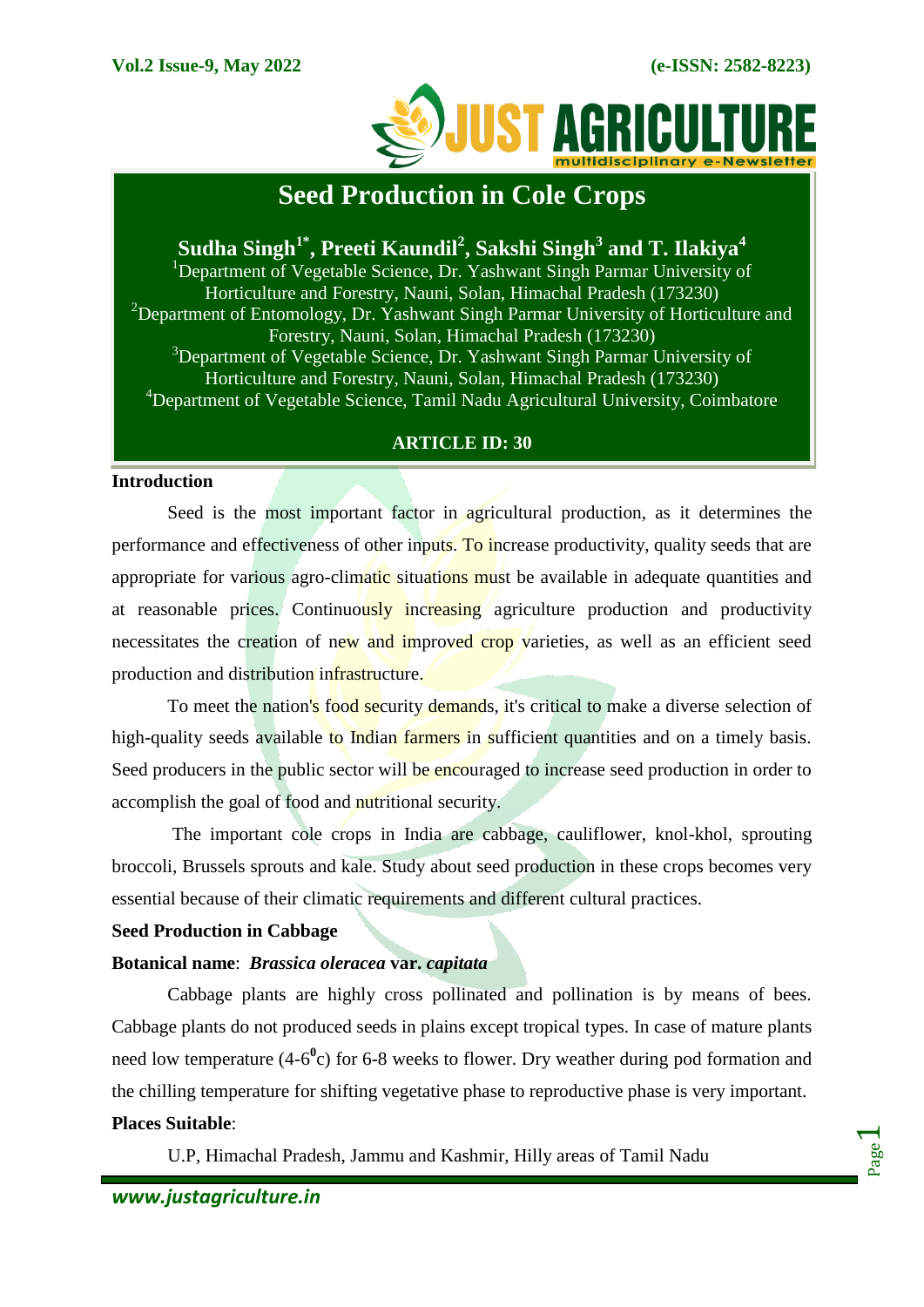# Seed Production in Cole Crops

**Sudha Singh[1*], Preeti Kaundil[2], Sakshi Singh[3] and T. Ilakiya[4]**

[1]Department of Vegetable Science, Dr. Yashwant Singh Parmar University of Horticulture and Forestry, Nauni, Solan, Himachal Pradesh (173230)

[2]Department of Entomology, Dr. Yashwant Singh Parmar University of Horticulture and Forestry, Nauni, Solan, Himachal Pradesh (173230)

[3]Department of Vegetable Science, Dr. Yashwant Singh Parmar University of Horticulture and Forestry, Nauni, Solan, Himachal Pradesh (173230)

[4]Department of Vegetable Science, Tamil Nadu Agricultural University, Coimbatore

**ARTICLE ID: 30**

## Introduction

Seed is the most important factor in agricultural production, as it determines the performance and effectiveness of other inputs. To increase productivity, quality seeds that are appropriate for various agro-climatic situations must be available in adequate quantities and at reasonable prices. Continuously increasing agriculture production and productivity necessitates the creation of new and improved crop varieties, as well as an efficient seed production and distribution infrastructure.

To meet the nation's food security demands, it's critical to make a diverse selection of high-quality seeds available to Indian farmers in sufficient quantities and on a timely basis. Seed producers in the public sector will be encouraged to increase seed production in order to accomplish the goal of food and nutritional security.

The important cole crops in India are cabbage, cauliflower, knol-khol, sprouting broccoli, Brussels sprouts and kale. Study about seed production in these crops becomes very essential because of their climatic requirements and different cultural practices.

## Seed Production in Cabbage

**Botanical name**: ***Brassica oleracea* var. *capitata***

Cabbage plants are highly cross pollinated and pollination is by means of bees. Cabbage plants do not produced seeds in plains except tropical types. In case of mature plants need low temperature (4-6$^0$c) for 6-8 weeks to flower. Dry weather during pod formation and the chilling temperature for shifting vegetative phase to reproductive phase is very important.

**Places Suitable**:

U.P, Himachal Pradesh, Jammu and Kashmir, Hilly areas of Tamil Nadu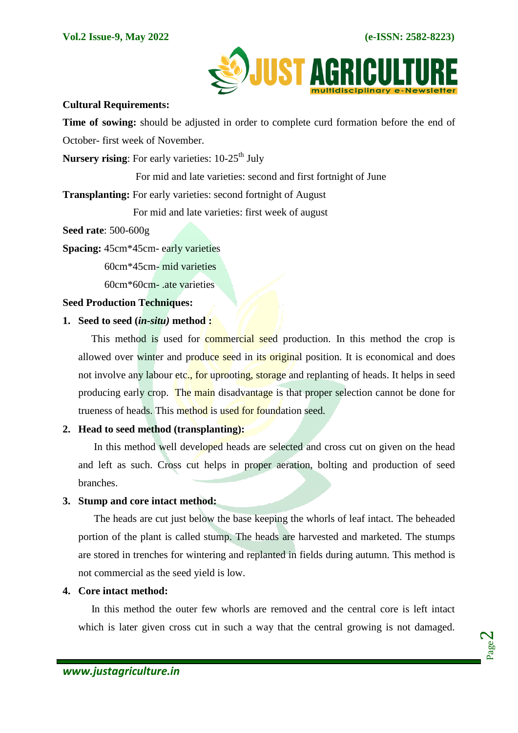**Cultural Requirements:**

**Time of sowing:** should be adjusted in order to complete curd formation before the end of October- first week of November.

**Nursery rising**: For early varieties: 10-25th July

For mid and late varieties: second and first fortnight of June

**Transplanting:** For early varieties: second fortnight of August

For mid and late varieties: first week of august

**Seed rate**: 500-600g

**Spacing:** 45cm*45cm- early varieties

60cm*45cm- mid varieties

60cm*60cm- .ate varieties

**Seed Production Techniques:**

1. **Seed to seed (*in-situ)* method :**

   This method is used for commercial seed production. In this method the crop is allowed over winter and produce seed in its original position. It is economical and does not involve any labour etc., for uprooting, storage and replanting of heads. It helps in seed producing early crop. The main disadvantage is that proper selection cannot be done for trueness of heads. This method is used for foundation seed.

2. **Head to seed method (transplanting):**

   In this method well developed heads are selected and cross cut on given on the head and left as such. Cross cut helps in proper aeration, bolting and production of seed branches.

3. **Stump and core intact method:**

   The heads are cut just below the base keeping the whorls of leaf intact. The beheaded portion of the plant is called stump. The heads are harvested and marketed. The stumps are stored in trenches for wintering and replanted in fields during autumn. This method is not commercial as the seed yield is low.

4. **Core intact method:**

   In this method the outer few whorls are removed and the central core is left intact which is later given cross cut in such a way that the central growing is not damaged.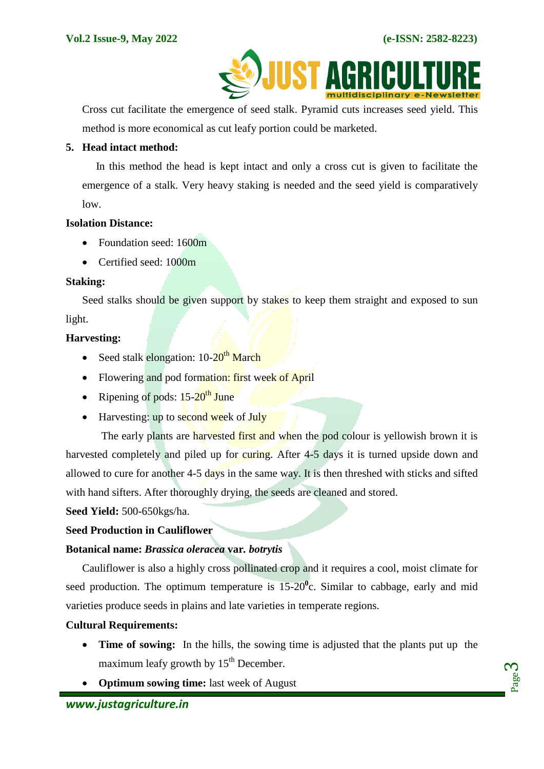Cross cut facilitate the emergence of seed stalk. Pyramid cuts increases seed yield. This method is more economical as cut leafy portion could be marketed.

5. **Head intact method:**

In this method the head is kept intact and only a cross cut is given to facilitate the emergence of a stalk. Very heavy staking is needed and the seed yield is comparatively low.

**Isolation Distance:**

- Foundation seed: 1600m
- Certified seed: 1000m

**Staking:**

Seed stalks should be given support by stakes to keep them straight and exposed to sun light.

**Harvesting:**

- Seed stalk elongation: 10-20$^{th}$ March
- Flowering and pod formation: first week of April
- Ripening of pods: 15-20$^{th}$ June
- Harvesting: up to second week of July

The early plants are harvested first and when the pod colour is yellowish brown it is harvested completely and piled up for curing. After 4-5 days it is turned upside down and allowed to cure for another 4-5 days in the same way. It is then threshed with sticks and sifted with hand sifters. After thoroughly drying, the seeds are cleaned and stored.

**Seed Yield:** 500-650kgs/ha.

**Seed Production in Cauliflower**

**Botanical name: *Brassica oleracea* var. *botrytis***

Cauliflower is also a highly cross pollinated crop and it requires a cool, moist climate for seed production. The optimum temperature is 15-20$^{0}$c. Similar to cabbage, early and mid varieties produce seeds in plains and late varieties in temperate regions.

**Cultural Requirements:**

- **Time of sowing:** In the hills, the sowing time is adjusted that the plants put up the maximum leafy growth by 15$^{th}$ December.
- **Optimum sowing time:** last week of August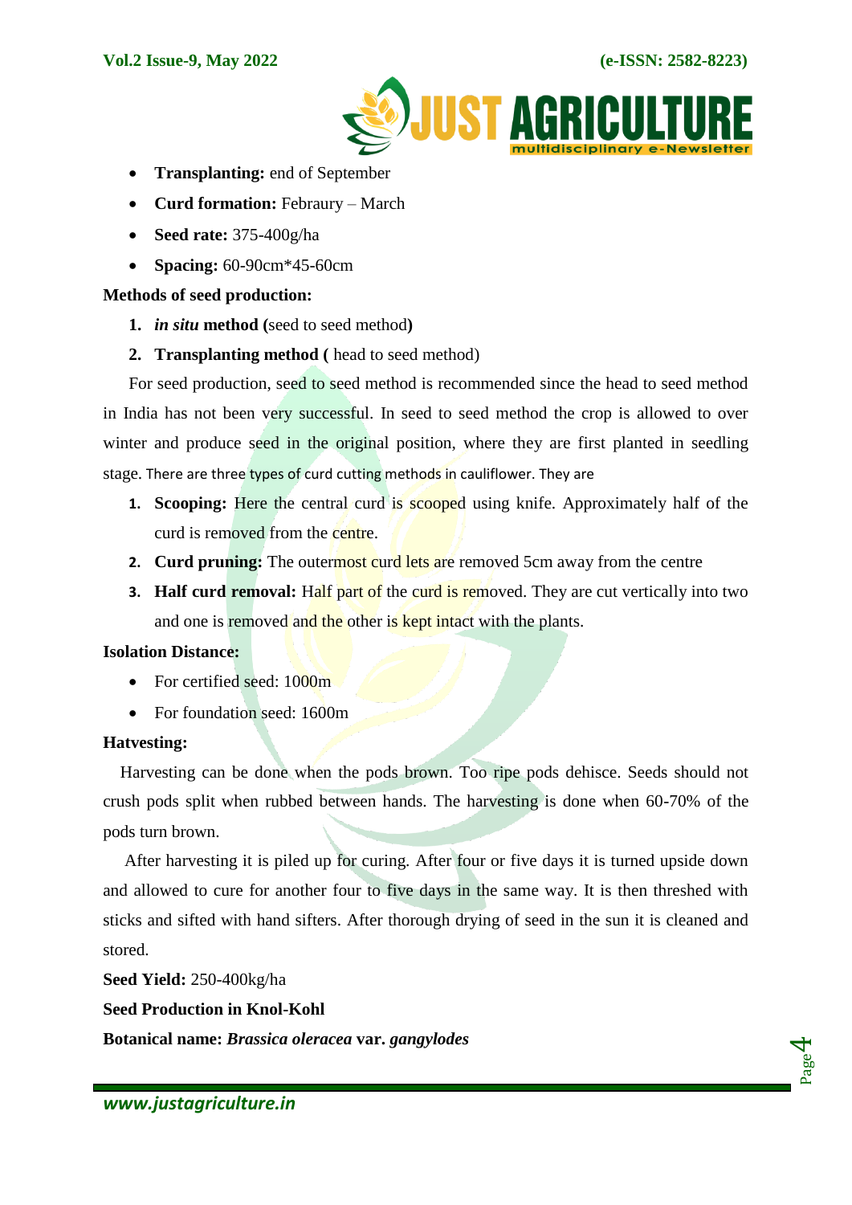- **Transplanting:** end of September
- **Curd formation:** Febraury – March
- **Seed rate:** 375-400g/ha
- **Spacing:** 60-90cm*45-60cm

**Methods of seed production:**

1. ***in situ* method (**seed to seed method**)**
2. **Transplanting method (** head to seed method)

For seed production, seed to seed method is recommended since the head to seed method in India has not been very successful. In seed to seed method the crop is allowed to over winter and produce seed in the original position, where they are first planted in seedling stage. There are three types of curd cutting methods in cauliflower. They are

1. **Scooping:** Here the central curd is scooped using knife. Approximately half of the curd is removed from the centre.
2. **Curd pruning:** The outermost curd lets are removed 5cm away from the centre
3. **Half curd removal:** Half part of the curd is removed. They are cut vertically into two and one is removed and the other is kept intact with the plants.

**Isolation Distance:**

- For certified seed: 1000m
- For foundation seed: 1600m

**Hatvesting:**

Harvesting can be done when the pods brown. Too ripe pods dehisce. Seeds should not crush pods split when rubbed between hands. The harvesting is done when 60-70% of the pods turn brown.

After harvesting it is piled up for curing. After four or five days it is turned upside down and allowed to cure for another four to five days in the same way. It is then threshed with sticks and sifted with hand sifters. After thorough drying of seed in the sun it is cleaned and stored.

**Seed Yield:** 250-400kg/ha

**Seed Production in Knol-Kohl**

**Botanical name:** ***Brassica oleracea* var. *gangylodes***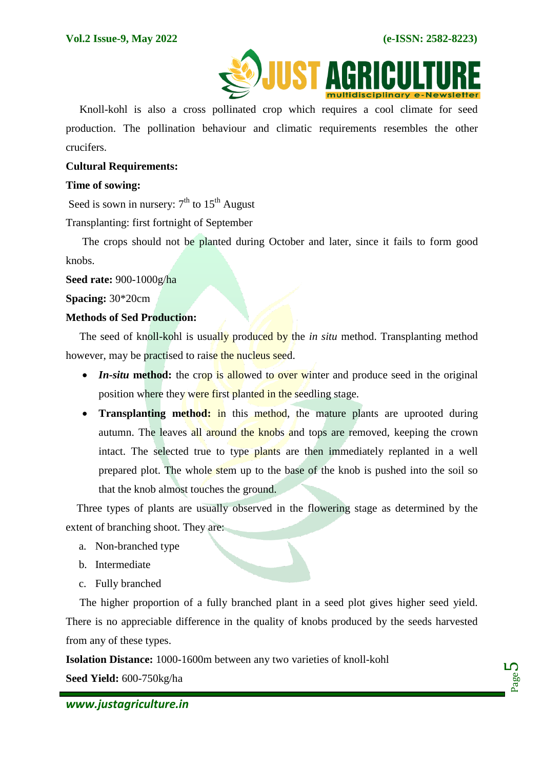Knoll-kohl is also a cross pollinated crop which requires a cool climate for seed production. The pollination behaviour and climatic requirements resembles the other crucifers.

**Cultural Requirements:**

**Time of sowing:**

Seed is sown in nursery: 7th to 15th August

Transplanting: first fortnight of September

The crops should not be planted during October and later, since it fails to form good knobs.

**Seed rate:** 900-1000g/ha

**Spacing:** 30*20cm

**Methods of Sed Production:**

The seed of knoll-kohl is usually produced by the *in situ* method. Transplanting method however, may be practised to raise the nucleus seed.

- ***In-situ* method:** the crop is allowed to over winter and produce seed in the original position where they were first planted in the seedling stage.
- **Transplanting method:** in this method, the mature plants are uprooted during autumn. The leaves all around the knobs and tops are removed, keeping the crown intact. The selected true to type plants are then immediately replanted in a well prepared plot. The whole stem up to the base of the knob is pushed into the soil so that the knob almost touches the ground.

Three types of plants are usually observed in the flowering stage as determined by the extent of branching shoot. They are:

a. Non-branched type
b. Intermediate
c. Fully branched

The higher proportion of a fully branched plant in a seed plot gives higher seed yield. There is no appreciable difference in the quality of knobs produced by the seeds harvested from any of these types.

**Isolation Distance:** 1000-1600m between any two varieties of knoll-kohl

**Seed Yield:** 600-750kg/ha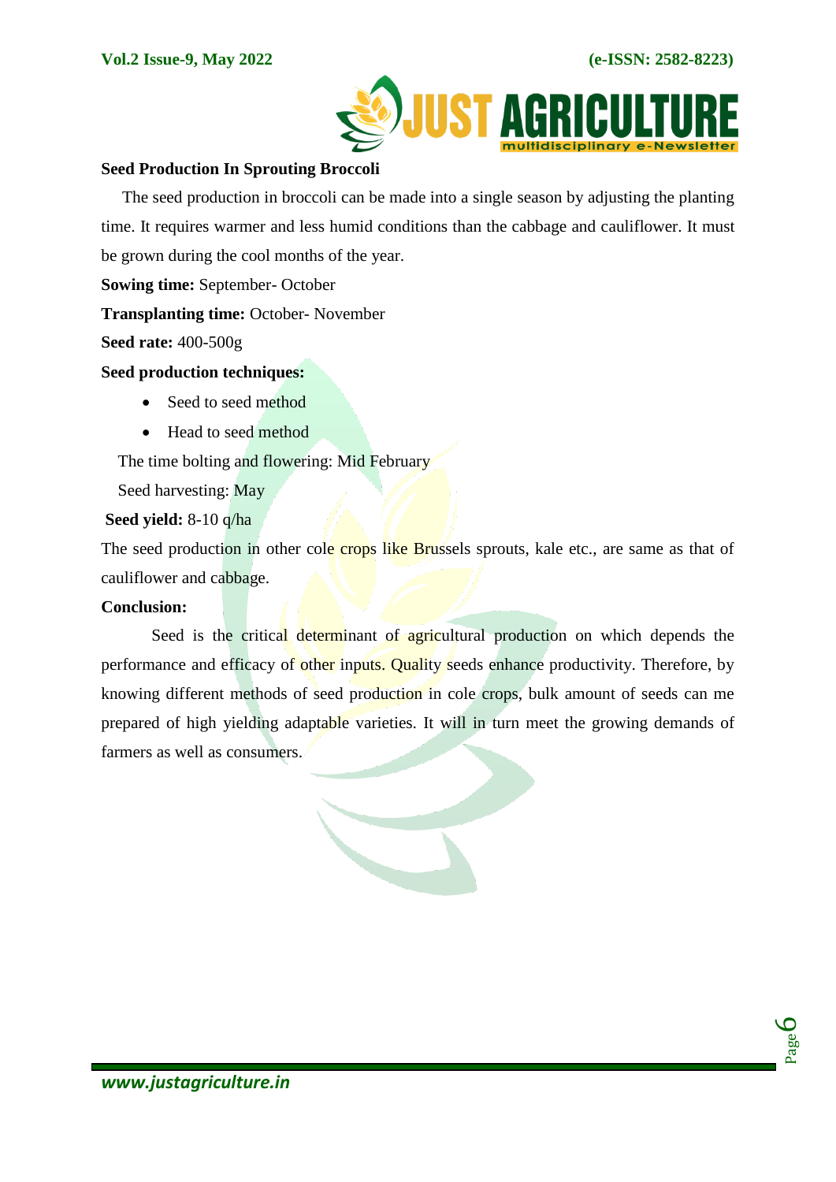**Seed Production In Sprouting Broccoli**

The seed production in broccoli can be made into a single season by adjusting the planting time. It requires warmer and less humid conditions than the cabbage and cauliflower. It must be grown during the cool months of the year.

**Sowing time:** September- October

**Transplanting time:** October- November

**Seed rate:** 400-500g

**Seed production techniques:**

- Seed to seed method
- Head to seed method

The time bolting and flowering: Mid February

Seed harvesting: May

**Seed yield:** 8-10 q/ha

The seed production in other cole crops like Brussels sprouts, kale etc., are same as that of cauliflower and cabbage.

**Conclusion:**

Seed is the critical determinant of agricultural production on which depends the performance and efficacy of other inputs. Quality seeds enhance productivity. Therefore, by knowing different methods of seed production in cole crops, bulk amount of seeds can me prepared of high yielding adaptable varieties. It will in turn meet the growing demands of farmers as well as consumers.